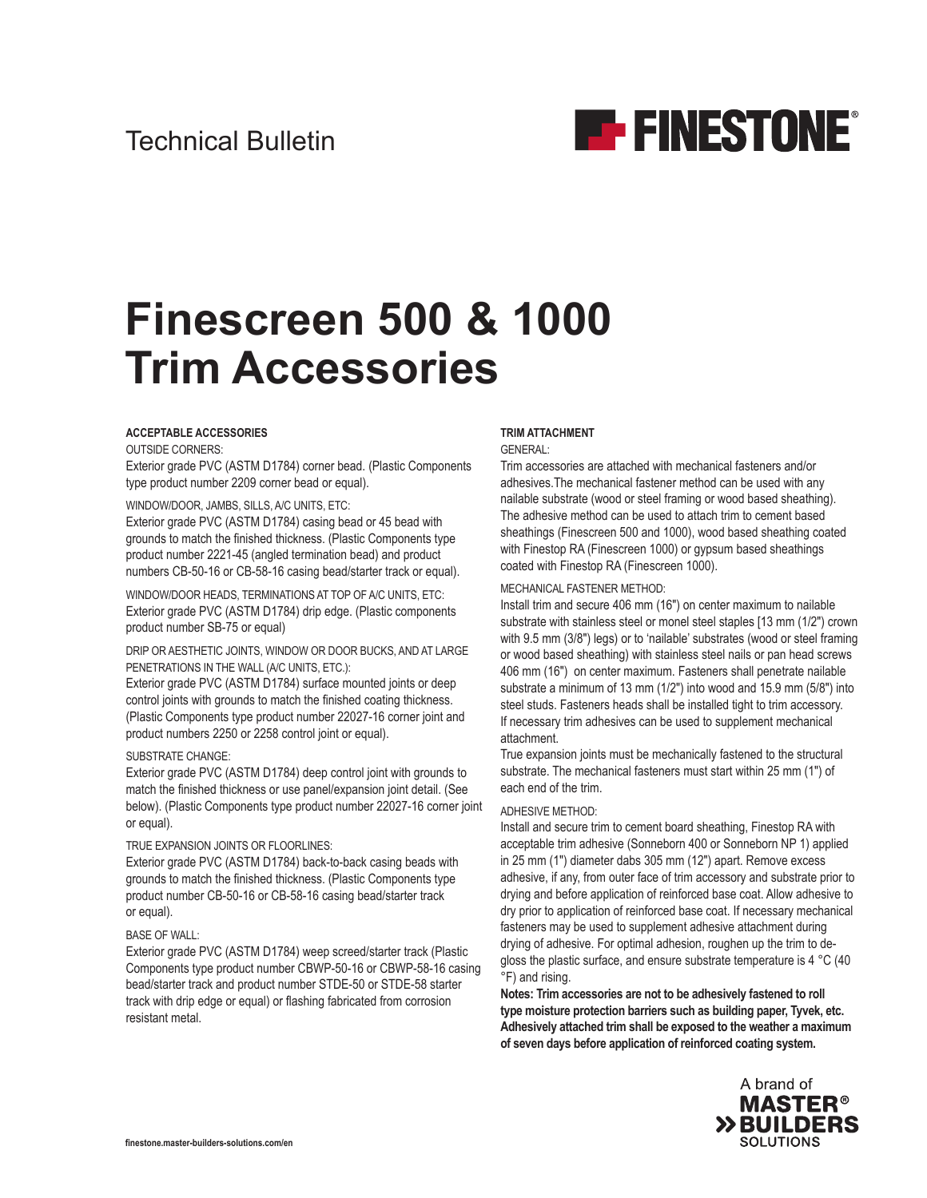Technical Bulletin

# Finescreen 500 & 1000 Trim Accessories

### ACCEPTABLE ACCESSORIES

OUTSIDE CORNERS:

Exterior grade PVC (ASTM D1784) corner bead. (Plastic Components type product number 2209 corner bead or equal).

WINDOW/DOOR, JAMBS, SILLS, A/C UNITS, ETC:

Exterior grade PVC (ASTM D1784) casing bead or 45 bead with grounds to match the finished thickness. (Plastic Components type product number 2221-45 (angled termination bead) and product numbers CB-50-16 or CB-58-16 casing bead/starter track or equal).

WINDOW/DOOR HEADS, TERMINATIONS AT TOP OF A/C UNITS, ETC:

Exterior grade PVC (ASTM D1784) drip edge. (Plastic components product number SB-75 or equal)

DRIP OR AESTHETIC JOINTS, WINDOW OR DOOR BUCKS, AND AT LARGE PENETRATIONS IN THE WALL (A/C UNITS, ETC.):

Exterior grade PVC (ASTM D1784) surface mounted joints or deep control joints with grounds to match the finished coating thickness. (Plastic Components type product number 22027-16 corner joint and product numbers 2250 or 2258 control joint or equal).

SUBSTRATE CHANGE:

Exterior grade PVC (ASTM D1784) deep control joint with grounds to match the finished thickness or use panel/expansion joint detail. (See below). (Plastic Components type product number 22027-16 corner joint or equal).

TRUE EXPANSION JOINTS OR FLOORLINES:

Exterior grade PVC (ASTM D1784) back-to-back casing beads with grounds to match the finished thickness. (Plastic Components type product number CB-50-16 or CB-58-16 casing bead/starter track or equal).

BASE OF WALL:

Exterior grade PVC (ASTM D1784) weep screed/starter track (Plastic Components type product number CBWP-50-16 or CBWP-58-16 casing bead/starter track and product number STDE-50 or STDE-58 starter track with drip edge or equal) or flashing fabricated from corrosion resistant metal.

### TRIM ATTACHMENT

GENERAL:

Trim accessories are attached with mechanical fasteners and/or adhesives.The mechanical fastener method can be used with any nailable substrate (wood or steel framing or wood based sheathing). The adhesive method can be used to attach trim to cement based sheathings (Finescreen 500 and 1000), wood based sheathing coated with Finestop RA (Finescreen 1000) or gypsum based sheathings coated with Finestop RA (Finescreen 1000).

MECHANICAL FASTENER METHOD:

Install trim and secure 406 mm (16") on center maximum to nailable substrate with stainless steel or monel steel staples [13 mm (1/2") crown with 9.5 mm (3/8") legs) or to 'nailable' substrates (wood or steel framing or wood based sheathing) with stainless steel nails or pan head screws 406 mm (16") on center maximum. Fasteners shall penetrate nailable substrate a minimum of 13 mm (1/2") into wood and 15.9 mm (5/8") into steel studs. Fasteners heads shall be installed tight to trim accessory. If necessary trim adhesives can be used to supplement mechanical attachment.

True expansion joints must be mechanically fastened to the structural substrate. The mechanical fasteners must start within 25 mm (1") of each end of the trim.

ADHESIVE METHOD:

Install and secure trim to cement board sheathing, Finestop RA with acceptable trim adhesive (Sonneborn 400 or Sonneborn NP 1) applied in 25 mm (1") diameter dabs 305 mm (12") apart. Remove excess adhesive, if any, from outer face of trim accessory and substrate prior to drying and before application of reinforced base coat. Allow adhesive to dry prior to application of reinforced base coat. If necessary mechanical fasteners may be used to supplement adhesive attachment during drying of adhesive. For optimal adhesion, roughen up the trim to de-gloss the plastic surface, and ensure substrate temperature is 4 °C (40 °F) and rising.

**Notes: Trim accessories are not to be adhesively fastened to roll type moisture protection barriers such as building paper, Tyvek, etc. Adhesively attached trim shall be exposed to the weather a maximum of seven days before application of reinforced coating system.**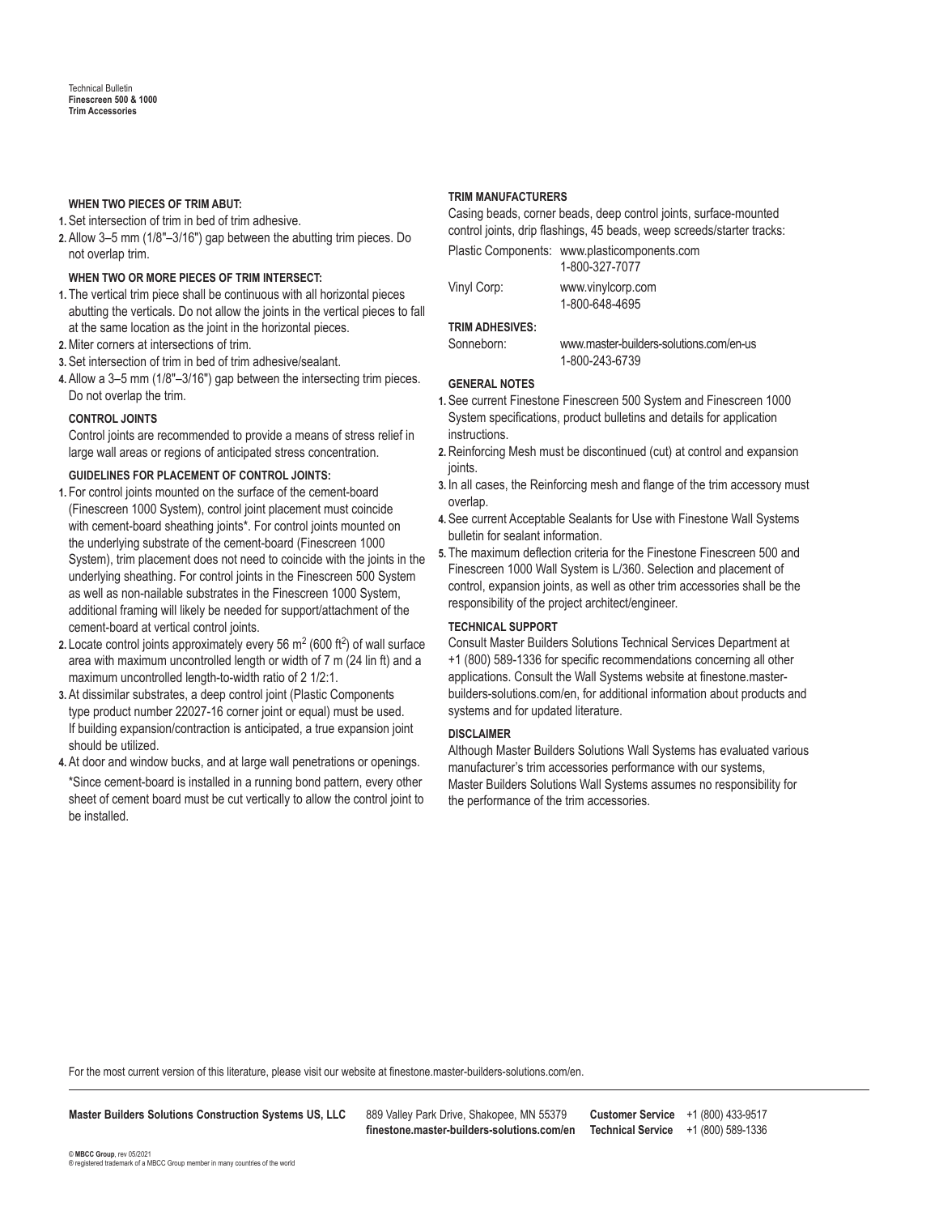**WHEN TWO PIECES OF TRIM ABUT:**

1. Set intersection of trim in bed of trim adhesive.
2. Allow 3–5 mm (1/8"–3/16") gap between the abutting trim pieces. Do not overlap trim.

**WHEN TWO OR MORE PIECES OF TRIM INTERSECT:**

1. The vertical trim piece shall be continuous with all horizontal pieces abutting the verticals. Do not allow the joints in the vertical pieces to fall at the same location as the joint in the horizontal pieces.
2. Miter corners at intersections of trim.
3. Set intersection of trim in bed of trim adhesive/sealant.
4. Allow a 3–5 mm (1/8"–3/16") gap between the intersecting trim pieces. Do not overlap the trim.

**CONTROL JOINTS**

Control joints are recommended to provide a means of stress relief in large wall areas or regions of anticipated stress concentration.

**GUIDELINES FOR PLACEMENT OF CONTROL JOINTS:**

1. For control joints mounted on the surface of the cement-board (Finescreen 1000 System), control joint placement must coincide with cement-board sheathing joints*. For control joints mounted on the underlying substrate of the cement-board (Finescreen 1000 System), trim placement does not need to coincide with the joints in the underlying sheathing. For control joints in the Finescreen 500 System as well as non-nailable substrates in the Finescreen 1000 System, additional framing will likely be needed for support/attachment of the cement-board at vertical control joints.
2. Locate control joints approximately every 56 $m^2$ (600 $ft^2$) of wall surface area with maximum uncontrolled length or width of 7 m (24 lin ft) and a maximum uncontrolled length-to-width ratio of 2 1/2:1.
3. At dissimilar substrates, a deep control joint (Plastic Components type product number 22027-16 corner joint or equal) must be used. If building expansion/contraction is anticipated, a true expansion joint should be utilized.
4. At door and window bucks, and at large wall penetrations or openings.

*Since cement-board is installed in a running bond pattern, every other sheet of cement board must be cut vertically to allow the control joint to be installed.

**TRIM MANUFACTURERS**

Casing beads, corner beads, deep control joints, surface-mounted control joints, drip flashings, 45 beads, weep screeds/starter tracks:

| | |
|---|---|
| Plastic Components: | www.plasticcomponents.com<br>1-800-327-7077 |
| Vinyl Corp: | www.vinylcorp.com<br>1-800-648-4695 |

**TRIM ADHESIVES:**

| | |
|---|---|
| Sonneborn: | www.master-builders-solutions.com/en-us<br>1-800-243-6739 |

**GENERAL NOTES**

1. See current Finestone Finescreen 500 System and Finescreen 1000 System specifications, product bulletins and details for application instructions.
2. Reinforcing Mesh must be discontinued (cut) at control and expansion joints.
3. In all cases, the Reinforcing mesh and flange of the trim accessory must overlap.
4. See current Acceptable Sealants for Use with Finestone Wall Systems bulletin for sealant information.
5. The maximum deflection criteria for the Finestone Finescreen 500 and Finescreen 1000 Wall System is L/360. Selection and placement of control, expansion joints, as well as other trim accessories shall be the responsibility of the project architect/engineer.

**TECHNICAL SUPPORT**

Consult Master Builders Solutions Technical Services Department at +1 (800) 589-1336 for specific recommendations concerning all other applications. Consult the Wall Systems website at finestone.master-builders-solutions.com/en, for additional information about products and systems and for updated literature.

**DISCLAIMER**

Although Master Builders Solutions Wall Systems has evaluated various manufacturer's trim accessories performance with our systems, Master Builders Solutions Wall Systems assumes no responsibility for the performance of the trim accessories.

For the most current version of this literature, please visit our website at finestone.master-builders-solutions.com/en.

**Master Builders Solutions Construction Systems US, LLC** 889 Valley Park Drive, Shakopee, MN 55379 **finestone.master-builders-solutions.com/en** **Customer Service** +1 (800) 433-9517 **Technical Service** +1 (800) 589-1336

© **MBCC Group**, rev 05/2021
® registered trademark of a MBCC Group member in many countries of the world